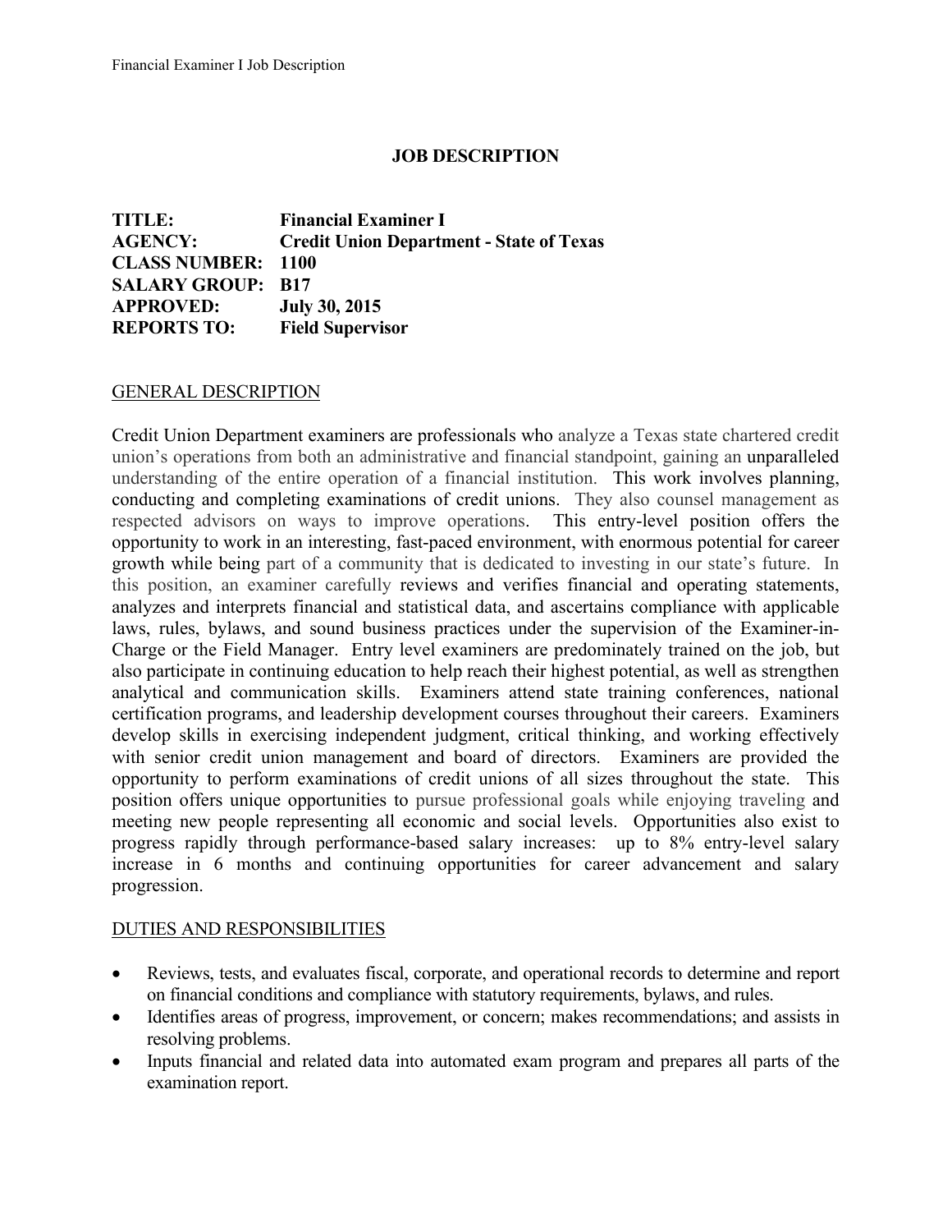# JOB DESCRIPTION

**TITLE:** Financial Examiner I
**AGENCY:** Credit Union Department - State of Texas
**CLASS NUMBER:** 1100
**SALARY GROUP:** B17
**APPROVED:** July 30, 2015
**REPORTS TO:** Field Supervisor

## GENERAL DESCRIPTION

Credit Union Department examiners are professionals who analyze a Texas state chartered credit union's operations from both an administrative and financial standpoint, gaining an unparalleled understanding of the entire operation of a financial institution. This work involves planning, conducting and completing examinations of credit unions. They also counsel management as respected advisors on ways to improve operations. This entry-level position offers the opportunity to work in an interesting, fast-paced environment, with enormous potential for career growth while being part of a community that is dedicated to investing in our state's future. In this position, an examiner carefully reviews and verifies financial and operating statements, analyzes and interprets financial and statistical data, and ascertains compliance with applicable laws, rules, bylaws, and sound business practices under the supervision of the Examiner-in-Charge or the Field Manager. Entry level examiners are predominately trained on the job, but also participate in continuing education to help reach their highest potential, as well as strengthen analytical and communication skills. Examiners attend state training conferences, national certification programs, and leadership development courses throughout their careers. Examiners develop skills in exercising independent judgment, critical thinking, and working effectively with senior credit union management and board of directors. Examiners are provided the opportunity to perform examinations of credit unions of all sizes throughout the state. This position offers unique opportunities to pursue professional goals while enjoying traveling and meeting new people representing all economic and social levels. Opportunities also exist to progress rapidly through performance-based salary increases: up to 8% entry-level salary increase in 6 months and continuing opportunities for career advancement and salary progression.

## DUTIES AND RESPONSIBILITIES

- Reviews, tests, and evaluates fiscal, corporate, and operational records to determine and report on financial conditions and compliance with statutory requirements, bylaws, and rules.
- Identifies areas of progress, improvement, or concern; makes recommendations; and assists in resolving problems.
- Inputs financial and related data into automated exam program and prepares all parts of the examination report.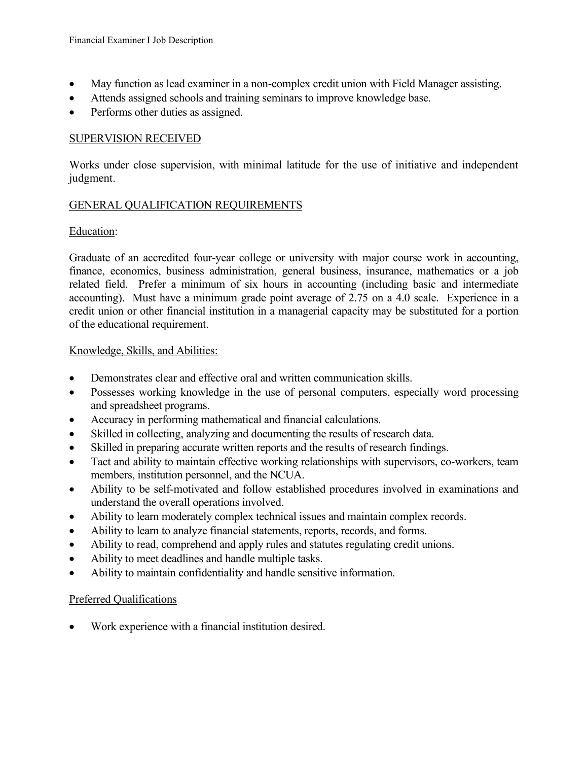- May function as lead examiner in a non-complex credit union with Field Manager assisting.
- Attends assigned schools and training seminars to improve knowledge base.
- Performs other duties as assigned.

## SUPERVISION RECEIVED

Works under close supervision, with minimal latitude for the use of initiative and independent judgment.

## GENERAL QUALIFICATION REQUIREMENTS

### Education:

Graduate of an accredited four-year college or university with major course work in accounting, finance, economics, business administration, general business, insurance, mathematics or a job related field. Prefer a minimum of six hours in accounting (including basic and intermediate accounting). Must have a minimum grade point average of 2.75 on a 4.0 scale. Experience in a credit union or other financial institution in a managerial capacity may be substituted for a portion of the educational requirement.

### Knowledge, Skills, and Abilities:

- Demonstrates clear and effective oral and written communication skills.
- Possesses working knowledge in the use of personal computers, especially word processing and spreadsheet programs.
- Accuracy in performing mathematical and financial calculations.
- Skilled in collecting, analyzing and documenting the results of research data.
- Skilled in preparing accurate written reports and the results of research findings.
- Tact and ability to maintain effective working relationships with supervisors, co-workers, team members, institution personnel, and the NCUA.
- Ability to be self-motivated and follow established procedures involved in examinations and understand the overall operations involved.
- Ability to learn moderately complex technical issues and maintain complex records.
- Ability to learn to analyze financial statements, reports, records, and forms.
- Ability to read, comprehend and apply rules and statutes regulating credit unions.
- Ability to meet deadlines and handle multiple tasks.
- Ability to maintain confidentiality and handle sensitive information.

### Preferred Qualifications

- Work experience with a financial institution desired.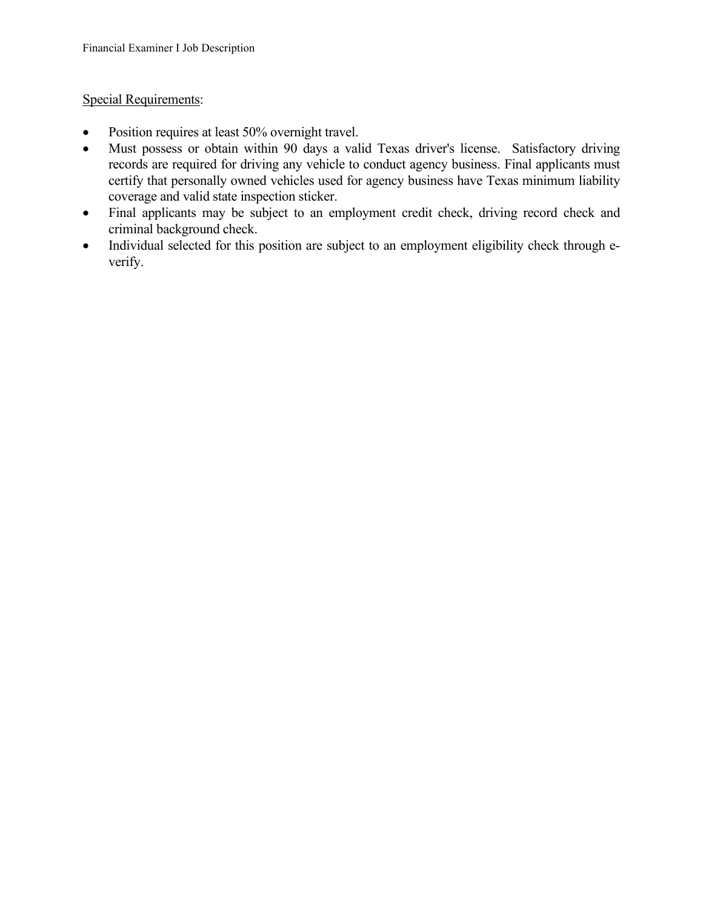Special Requirements:

- Position requires at least 50% overnight travel.
- Must possess or obtain within 90 days a valid Texas driver's license. Satisfactory driving records are required for driving any vehicle to conduct agency business. Final applicants must certify that personally owned vehicles used for agency business have Texas minimum liability coverage and valid state inspection sticker.
- Final applicants may be subject to an employment credit check, driving record check and criminal background check.
- Individual selected for this position are subject to an employment eligibility check through e-verify.